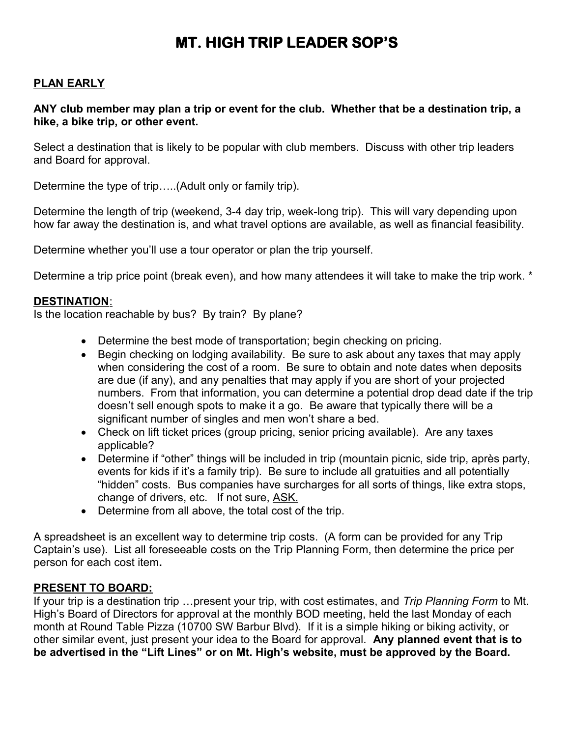# MT. HIGH TRIP LEADER SOP'S

## PLAN EARLY

**ANY club member may plan a trip or event for the club. Whether that be a destination trip, a hike, a bike trip, or other event.**

Select a destination that is likely to be popular with club members. Discuss with other trip leaders and Board for approval.

Determine the type of trip…..(Adult only or family trip).

Determine the length of trip (weekend, 3-4 day trip, week-long trip). This will vary depending upon how far away the destination is, and what travel options are available, as well as financial feasibility.

Determine whether you'll use a tour operator or plan the trip yourself.

Determine a trip price point (break even), and how many attendees it will take to make the trip work. *

## DESTINATION:

Is the location reachable by bus? By train? By plane?

- Determine the best mode of transportation; begin checking on pricing.
- Begin checking on lodging availability. Be sure to ask about any taxes that may apply when considering the cost of a room. Be sure to obtain and note dates when deposits are due (if any), and any penalties that may apply if you are short of your projected numbers. From that information, you can determine a potential drop dead date if the trip doesn't sell enough spots to make it a go. Be aware that typically there will be a significant number of singles and men won't share a bed.
- Check on lift ticket prices (group pricing, senior pricing available). Are any taxes applicable?
- Determine if "other" things will be included in trip (mountain picnic, side trip, après party, events for kids if it's a family trip). Be sure to include all gratuities and all potentially "hidden" costs. Bus companies have surcharges for all sorts of things, like extra stops, change of drivers, etc. If not sure, <u>ASK.</u>
- Determine from all above, the total cost of the trip.

A spreadsheet is an excellent way to determine trip costs. (A form can be provided for any Trip Captain's use). List all foreseeable costs on the Trip Planning Form, then determine the price per person for each cost item**.**

## PRESENT TO BOARD:

If your trip is a destination trip …present your trip, with cost estimates, and *Trip Planning Form* to Mt. High's Board of Directors for approval at the monthly BOD meeting, held the last Monday of each month at Round Table Pizza (10700 SW Barbur Blvd). If it is a simple hiking or biking activity, or other similar event, just present your idea to the Board for approval. **Any planned event that is to be advertised in the "Lift Lines" or on Mt. High's website, must be approved by the Board.**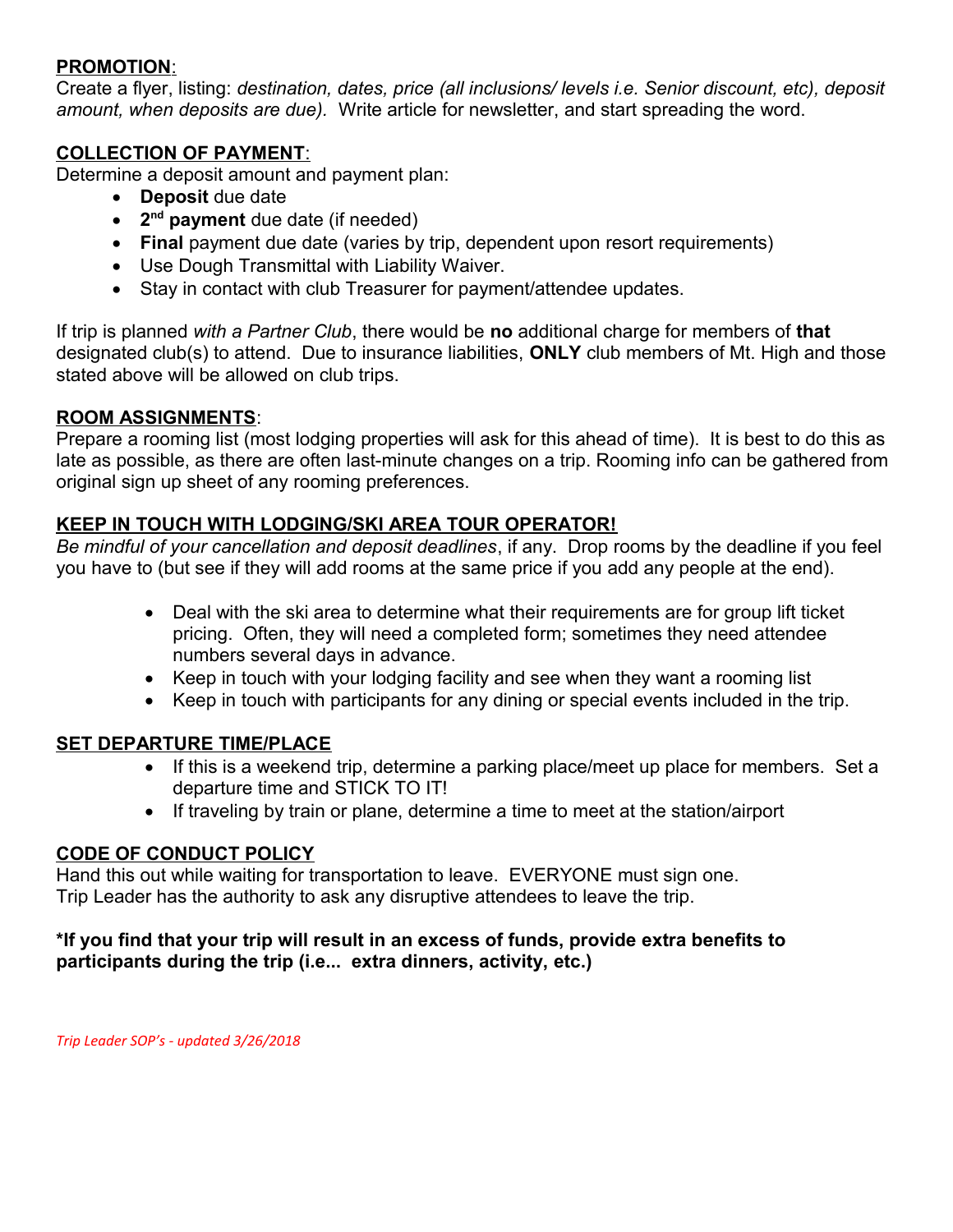**<u>PROMOTION</u>**:
Create a flyer, listing: *destination, dates, price (all inclusions/ levels i.e. Senior discount, etc), deposit amount, when deposits are due).* Write article for newsletter, and start spreading the word.

**<u>COLLECTION OF PAYMENT</u>**:
Determine a deposit amount and payment plan:

- **Deposit** due date
- **2nd payment** due date (if needed)
- **Final** payment due date (varies by trip, dependent upon resort requirements)
- Use Dough Transmittal with Liability Waiver.
- Stay in contact with club Treasurer for payment/attendee updates.

If trip is planned *with a Partner Club*, there would be **no** additional charge for members of **that** designated club(s) to attend. Due to insurance liabilities, **ONLY** club members of Mt. High and those stated above will be allowed on club trips.

**<u>ROOM ASSIGNMENTS</u>**:
Prepare a rooming list (most lodging properties will ask for this ahead of time). It is best to do this as late as possible, as there are often last-minute changes on a trip. Rooming info can be gathered from original sign up sheet of any rooming preferences.

**<u>KEEP IN TOUCH WITH LODGING/SKI AREA TOUR OPERATOR!</u>**
*Be mindful of your cancellation and deposit deadlines*, if any. Drop rooms by the deadline if you feel you have to (but see if they will add rooms at the same price if you add any people at the end).

- Deal with the ski area to determine what their requirements are for group lift ticket pricing. Often, they will need a completed form; sometimes they need attendee numbers several days in advance.
- Keep in touch with your lodging facility and see when they want a rooming list
- Keep in touch with participants for any dining or special events included in the trip.

**<u>SET DEPARTURE TIME/PLACE</u>**

- If this is a weekend trip, determine a parking place/meet up place for members. Set a departure time and STICK TO IT!
- If traveling by train or plane, determine a time to meet at the station/airport

**<u>CODE OF CONDUCT POLICY</u>**
Hand this out while waiting for transportation to leave. EVERYONE must sign one.
Trip Leader has the authority to ask any disruptive attendees to leave the trip.

**\*If you find that your trip will result in an excess of funds, provide extra benefits to participants during the trip (i.e... extra dinners, activity, etc.)**

*Trip Leader SOP's - updated 3/26/2018*